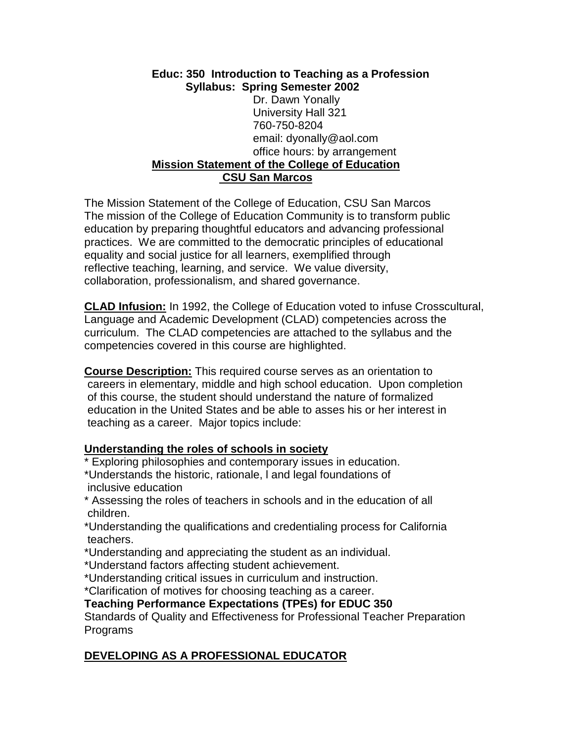**Educ: 350 Introduction to Teaching as a Profession**
**Syllabus: Spring Semester 2002**

Dr. Dawn Yonally
University Hall 321
760-750-8204
email: dyonally@aol.com
office hours: by arrangement

## Mission Statement of the College of Education CSU San Marcos

The Mission Statement of the College of Education, CSU San Marcos
The mission of the College of Education Community is to transform public education by preparing thoughtful educators and advancing professional practices. We are committed to the democratic principles of educational equality and social justice for all learners, exemplified through reflective teaching, learning, and service. We value diversity, collaboration, professionalism, and shared governance.

**CLAD Infusion:** In 1992, the College of Education voted to infuse Crosscultural, Language and Academic Development (CLAD) competencies across the curriculum. The CLAD competencies are attached to the syllabus and the competencies covered in this course are highlighted.

**Course Description:** This required course serves as an orientation to careers in elementary, middle and high school education. Upon completion of this course, the student should understand the nature of formalized education in the United States and be able to asses his or her interest in teaching as a career. Major topics include:

**Understanding the roles of schools in society**

* Exploring philosophies and contemporary issues in education.
* Understands the historic, rationale, l and legal foundations of inclusive education
* Assessing the roles of teachers in schools and in the education of all children.
* Understanding the qualifications and credentialing process for California teachers.
* Understanding and appreciating the student as an individual.
* Understand factors affecting student achievement.
* Understanding critical issues in curriculum and instruction.
* Clarification of motives for choosing teaching as a career.

**Teaching Performance Expectations (TPEs) for EDUC 350**

Standards of Quality and Effectiveness for Professional Teacher Preparation Programs

**DEVELOPING AS A PROFESSIONAL EDUCATOR**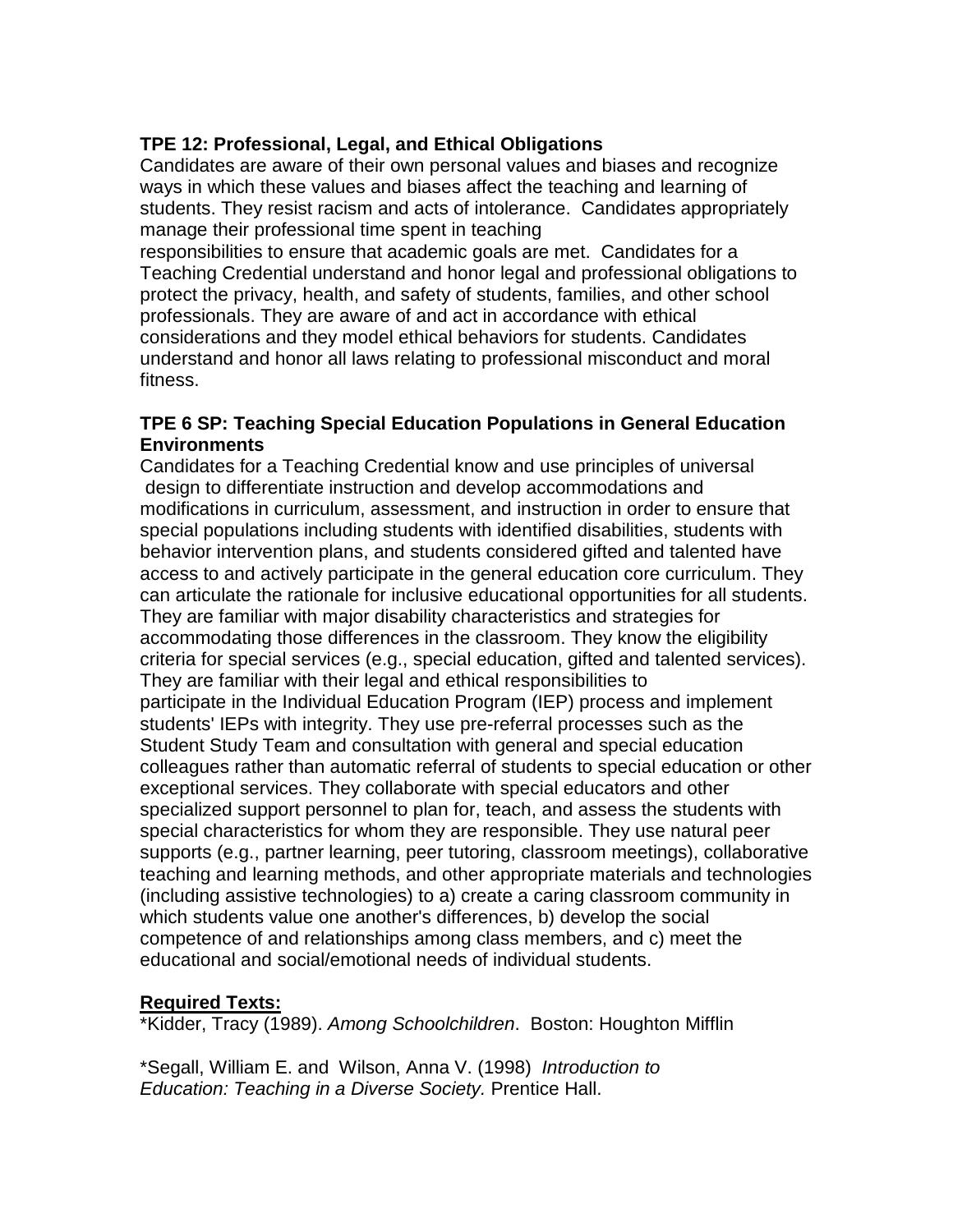**TPE 12: Professional, Legal, and Ethical Obligations**

Candidates are aware of their own personal values and biases and recognize ways in which these values and biases affect the teaching and learning of students. They resist racism and acts of intolerance. Candidates appropriately manage their professional time spent in teaching responsibilities to ensure that academic goals are met. Candidates for a Teaching Credential understand and honor legal and professional obligations to protect the privacy, health, and safety of students, families, and other school professionals. They are aware of and act in accordance with ethical considerations and they model ethical behaviors for students. Candidates understand and honor all laws relating to professional misconduct and moral fitness.

**TPE 6 SP: Teaching Special Education Populations in General Education Environments**

Candidates for a Teaching Credential know and use principles of universal design to differentiate instruction and develop accommodations and modifications in curriculum, assessment, and instruction in order to ensure that special populations including students with identified disabilities, students with behavior intervention plans, and students considered gifted and talented have access to and actively participate in the general education core curriculum. They can articulate the rationale for inclusive educational opportunities for all students. They are familiar with major disability characteristics and strategies for accommodating those differences in the classroom. They know the eligibility criteria for special services (e.g., special education, gifted and talented services). They are familiar with their legal and ethical responsibilities to participate in the Individual Education Program (IEP) process and implement students' IEPs with integrity. They use pre-referral processes such as the Student Study Team and consultation with general and special education colleagues rather than automatic referral of students to special education or other exceptional services. They collaborate with special educators and other specialized support personnel to plan for, teach, and assess the students with special characteristics for whom they are responsible. They use natural peer supports (e.g., partner learning, peer tutoring, classroom meetings), collaborative teaching and learning methods, and other appropriate materials and technologies (including assistive technologies) to a) create a caring classroom community in which students value one another's differences, b) develop the social competence of and relationships among class members, and c) meet the educational and social/emotional needs of individual students.

**Required Texts:**

*Kidder, Tracy (1989). *Among Schoolchildren*. Boston: Houghton Mifflin

*Segall, William E. and Wilson, Anna V. (1998) *Introduction to Education: Teaching in a Diverse Society.* Prentice Hall.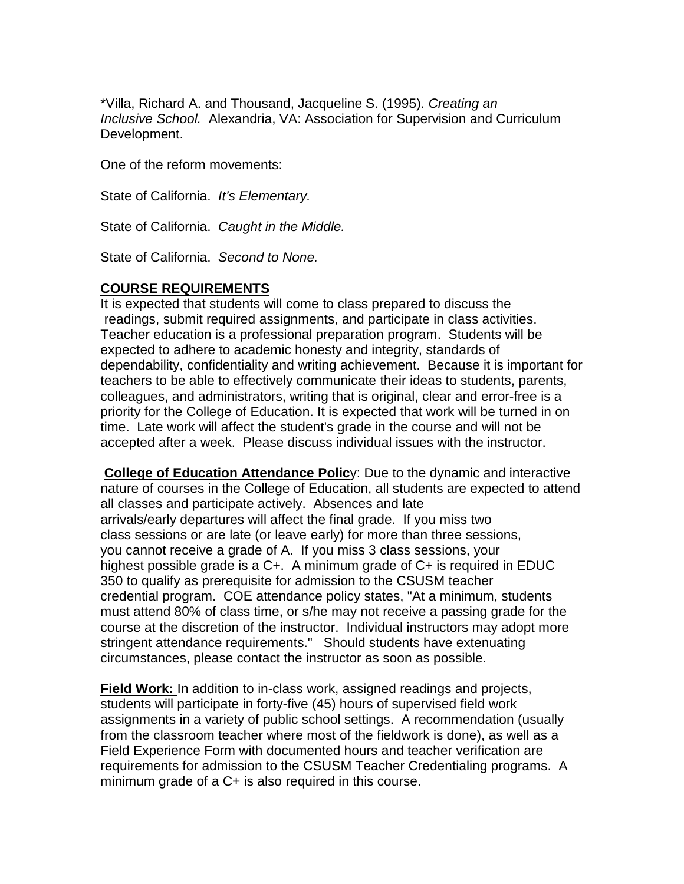*Villa, Richard A. and Thousand, Jacqueline S. (1995). *Creating an Inclusive School.* Alexandria, VA: Association for Supervision and Curriculum Development.

One of the reform movements:

State of California. *It's Elementary.*

State of California. *Caught in the Middle.*

State of California. *Second to None.*

**COURSE REQUIREMENTS**

It is expected that students will come to class prepared to discuss the readings, submit required assignments, and participate in class activities. Teacher education is a professional preparation program. Students will be expected to adhere to academic honesty and integrity, standards of dependability, confidentiality and writing achievement. Because it is important for teachers to be able to effectively communicate their ideas to students, parents, colleagues, and administrators, writing that is original, clear and error-free is a priority for the College of Education. It is expected that work will be turned in on time. Late work will affect the student's grade in the course and will not be accepted after a week. Please discuss individual issues with the instructor.

**College of Education Attendance Polic**y: Due to the dynamic and interactive nature of courses in the College of Education, all students are expected to attend all classes and participate actively. Absences and late arrivals/early departures will affect the final grade. If you miss two class sessions or are late (or leave early) for more than three sessions, you cannot receive a grade of A. If you miss 3 class sessions, your highest possible grade is a C+. A minimum grade of C+ is required in EDUC 350 to qualify as prerequisite for admission to the CSUSM teacher credential program. COE attendance policy states, "At a minimum, students must attend 80% of class time, or s/he may not receive a passing grade for the course at the discretion of the instructor. Individual instructors may adopt more stringent attendance requirements." Should students have extenuating circumstances, please contact the instructor as soon as possible.

**Field Work:** In addition to in-class work, assigned readings and projects, students will participate in forty-five (45) hours of supervised field work assignments in a variety of public school settings. A recommendation (usually from the classroom teacher where most of the fieldwork is done), as well as a Field Experience Form with documented hours and teacher verification are requirements for admission to the CSUSM Teacher Credentialing programs. A minimum grade of a C+ is also required in this course.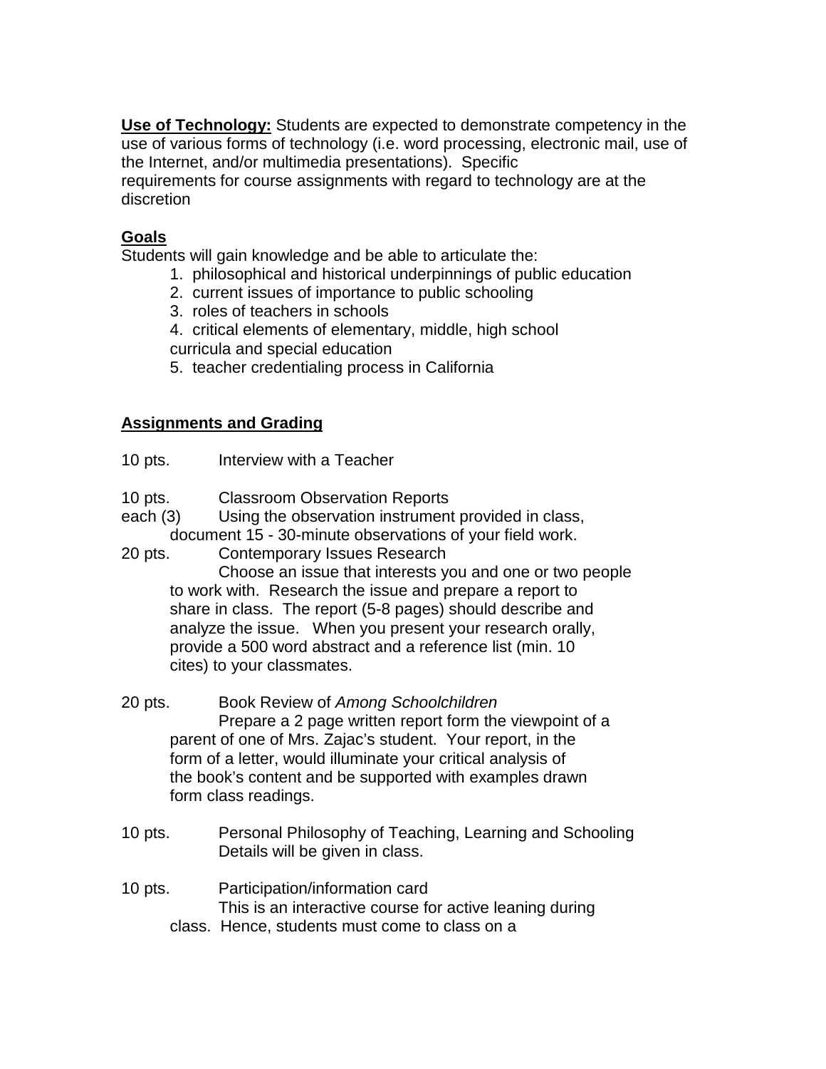**Use of Technology:** Students are expected to demonstrate competency in the use of various forms of technology (i.e. word processing, electronic mail, use of the Internet, and/or multimedia presentations). Specific requirements for course assignments with regard to technology are at the discretion

**Goals**

Students will gain knowledge and be able to articulate the:

1. philosophical and historical underpinnings of public education
2. current issues of importance to public schooling
3. roles of teachers in schools
4. critical elements of elementary, middle, high school curricula and special education
5. teacher credentialing process in California

**Assignments and Grading**

10 pts. Interview with a Teacher

10 pts. each (3) Classroom Observation Reports
Using the observation instrument provided in class, document 15 - 30-minute observations of your field work.

20 pts. Contemporary Issues Research
Choose an issue that interests you and one or two people to work with. Research the issue and prepare a report to share in class. The report (5-8 pages) should describe and analyze the issue. When you present your research orally, provide a 500 word abstract and a reference list (min. 10 cites) to your classmates.

20 pts. Book Review of *Among Schoolchildren*
Prepare a 2 page written report form the viewpoint of a parent of one of Mrs. Zajac's student. Your report, in the form of a letter, would illuminate your critical analysis of the book's content and be supported with examples drawn form class readings.

10 pts. Personal Philosophy of Teaching, Learning and Schooling
Details will be given in class.

10 pts. Participation/information card
This is an interactive course for active leaning during class. Hence, students must come to class on a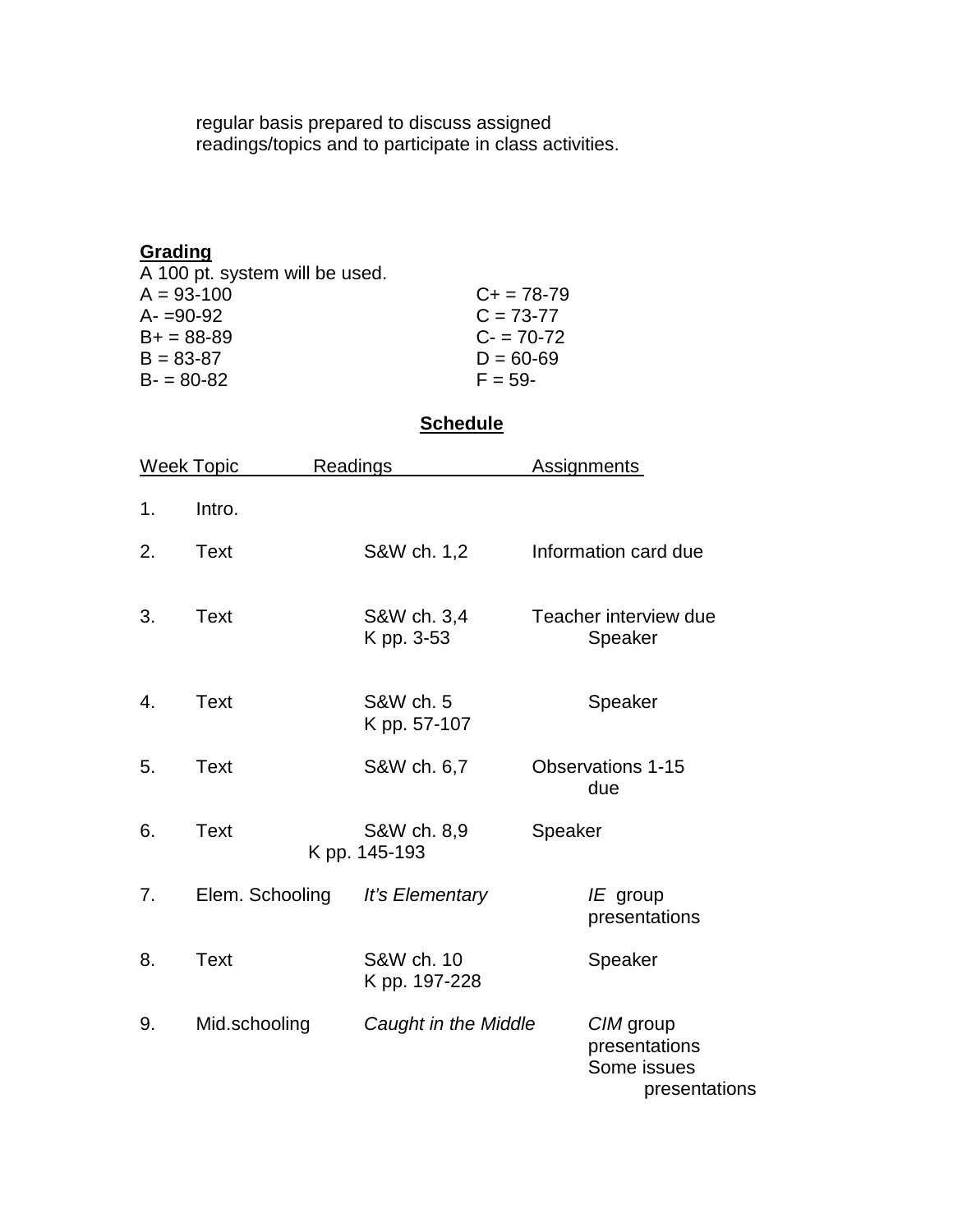regular basis prepared to discuss assigned readings/topics and to participate in class activities.

**Grading**

A 100 pt. system will be used.

| | |
|---|---|
| A = 93-100 | C+ = 78-79 |
| A- =90-92 | C = 73-77 |
| B+ = 88-89 | C- = 70-72 |
| B = 83-87 | D = 60-69 |
| B- = 80-82 | F = 59- |

## Schedule

| Week | Topic | Readings | Assignments |
|---|---|---|---|
| 1. | Intro. | | |
| 2. | Text | S&W ch. 1,2 | Information card due |
| 3. | Text | S&W ch. 3,4<br>K pp. 3-53 | Teacher interview due<br>Speaker |
| 4. | Text | S&W ch. 5<br>K pp. 57-107 | Speaker |
| 5. | Text | S&W ch. 6,7 | Observations 1-15 due |
| 6. | Text | S&W ch. 8,9<br>K pp. 145-193 | Speaker |
| 7. | Elem. Schooling | *It's Elementary* | *IE* group presentations |
| 8. | Text | S&W ch. 10<br>K pp. 197-228 | Speaker |
| 9. | Mid.schooling | *Caught in the Middle* | *CIM* group presentations<br>Some issues presentations |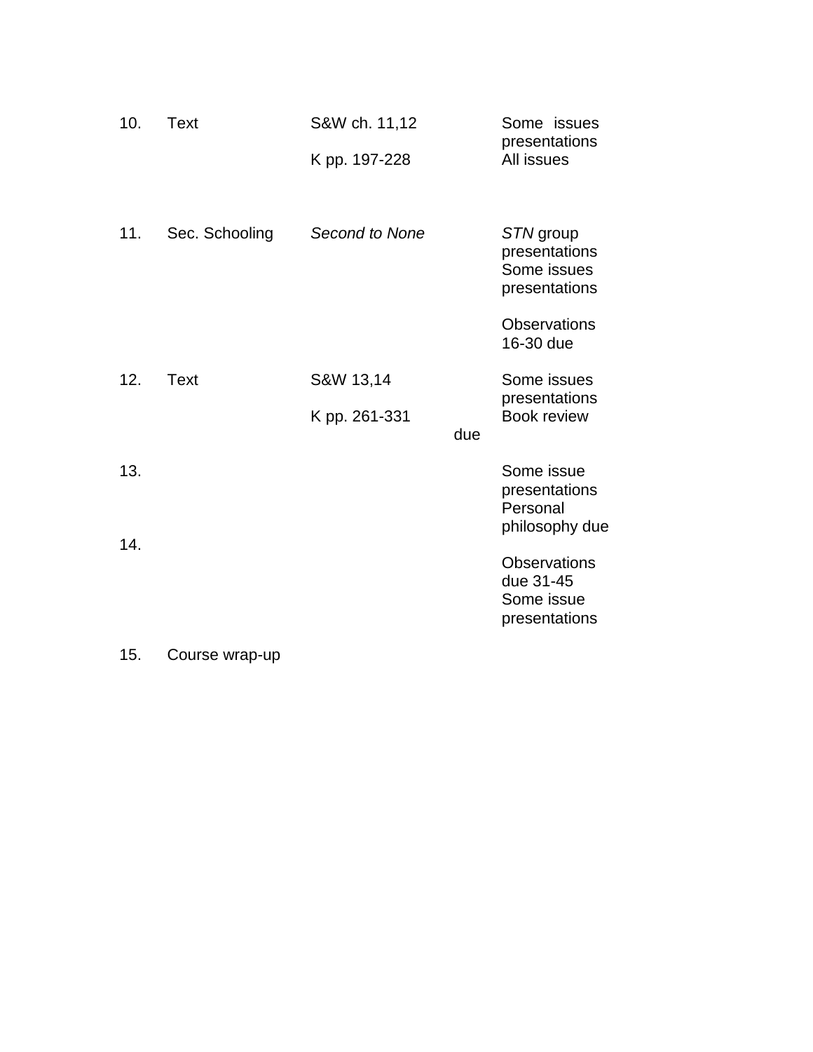| | | | |
|---|---|---|---|
| 10. | Text | S&W ch. 11,12<br><br>K pp. 197-228 | Some issues presentations<br>All issues |
| 11. | Sec. Schooling | *Second to None* | *STN* group presentations<br>Some issues presentations<br><br>Observations 16-30 due |
| 12. | Text | S&W 13,14<br><br>K pp. 261-331 | Some issues presentations<br>Book review due |
| 13. | | | Some issue presentations<br>Personal philosophy due |
| 14. | | | Observations due 31-45<br>Some issue presentations |
| 15. | Course wrap-up | | |